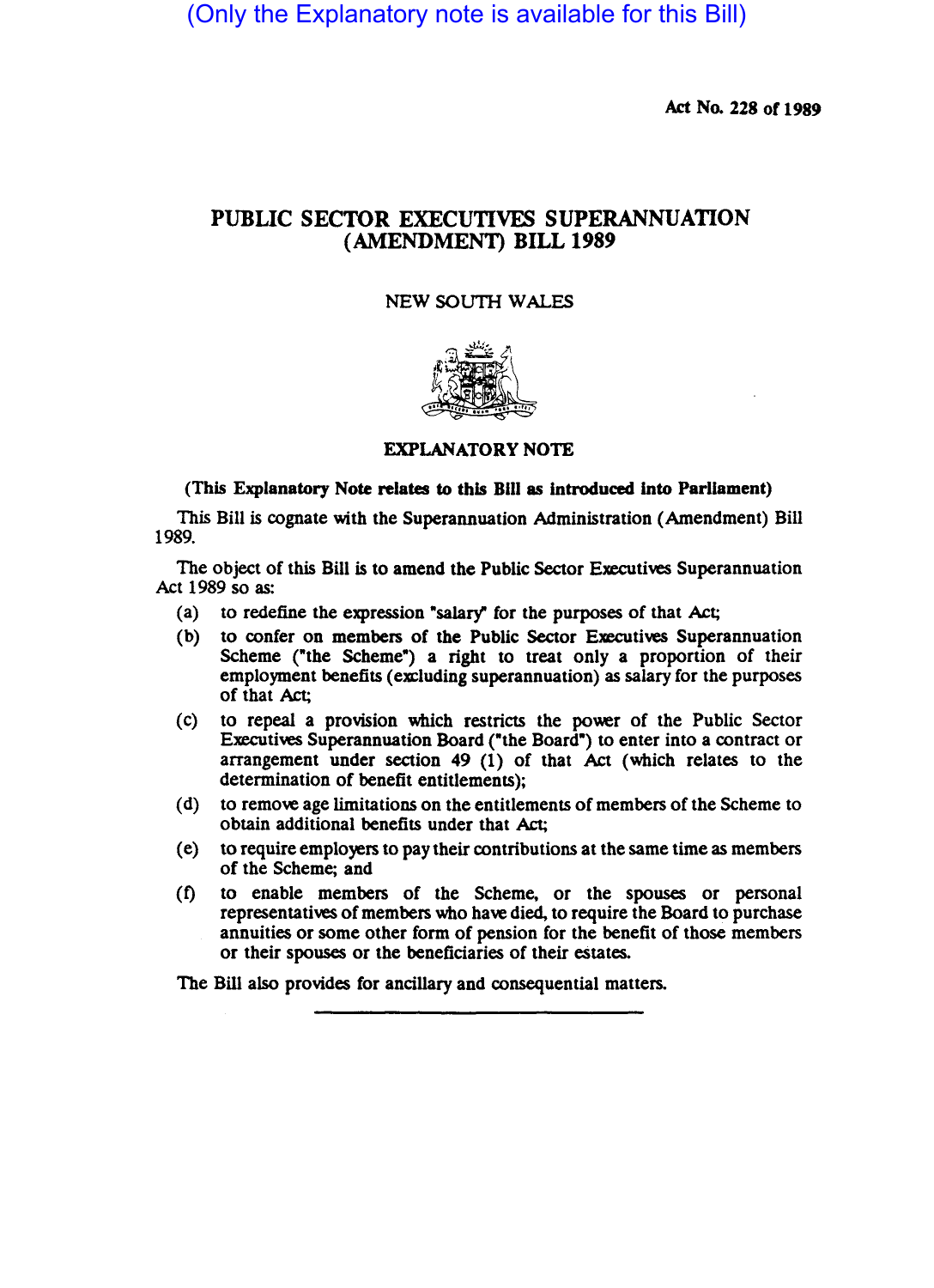(Only the Explanatory note is available for this Bill)

Act No. 228 of 1989

# PUBLIC SECTOR EXECUTIVES SUPERANNUATION (AMENDMENT) BILL 1989

NEW SOUTH WALES

## EXPLANATORY NOTE

**(This Explanatory Note relates to this Bill as introduced into Parliament)**

This Bill is cognate with the Superannuation Administration (Amendment) Bill 1989.

The object of this Bill is to amend the Public Sector Executives Superannuation Act 1989 so as:

(a) to redefine the expression "salary" for the purposes of that Act;

(b) to confer on members of the Public Sector Executives Superannuation Scheme ("the Scheme") a right to treat only a proportion of their employment benefits (excluding superannuation) as salary for the purposes of that Act;

(c) to repeal a provision which restricts the power of the Public Sector Executives Superannuation Board ("the Board") to enter into a contract or arrangement under section 49 (1) of that Act (which relates to the determination of benefit entitlements);

(d) to remove age limitations on the entitlements of members of the Scheme to obtain additional benefits under that Act;

(e) to require employers to pay their contributions at the same time as members of the Scheme; and

(f) to enable members of the Scheme, or the spouses or personal representatives of members who have died, to require the Board to purchase annuities or some other form of pension for the benefit of those members or their spouses or the beneficiaries of their estates.

The Bill also provides for ancillary and consequential matters.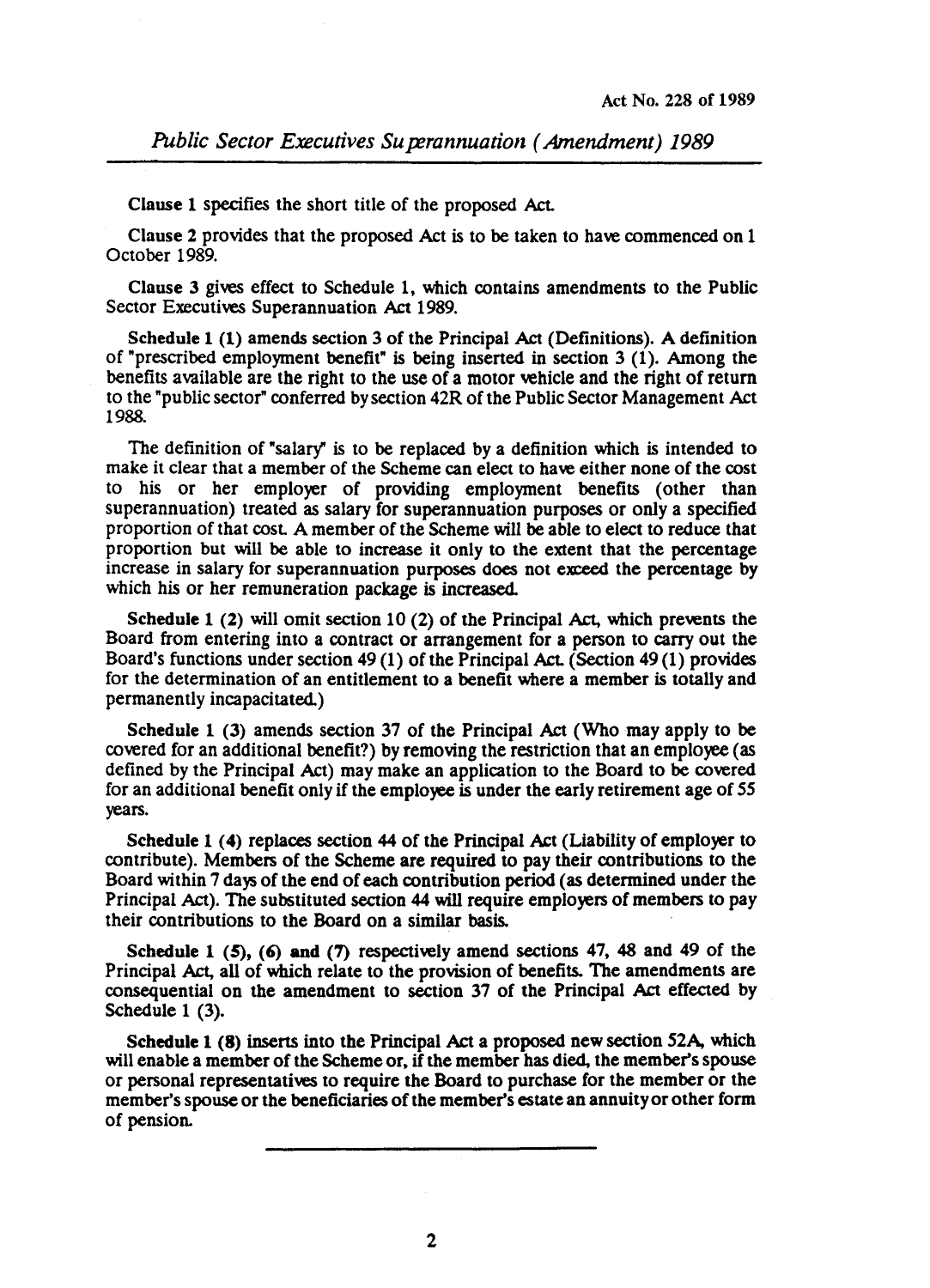Clause 1 specifies the short title of the proposed Act.

Clause 2 provides that the proposed Act is to be taken to have commenced on 1 October 1989.

Clause 3 gives effect to Schedule 1, which contains amendments to the Public Sector Executives Superannuation Act 1989.

**Schedule 1 (1)** amends section 3 of the Principal Act (Definitions). A definition of "prescribed employment benefit" is being inserted in section 3 (1). Among the benefits available are the right to the use of a motor vehicle and the right of return to the "public sector" conferred by section 42R of the Public Sector Management Act 1988.

The definition of "salary" is to be replaced by a definition which is intended to make it clear that a member of the Scheme can elect to have either none of the cost to his or her employer of providing employment benefits (other than superannuation) treated as salary for superannuation purposes or only a specified proportion of that cost. A member of the Scheme will be able to elect to reduce that proportion but will be able to increase it only to the extent that the percentage increase in salary for superannuation purposes does not exceed the percentage by which his or her remuneration package is increased.

**Schedule 1 (2)** will omit section 10 (2) of the Principal Act, which prevents the Board from entering into a contract or arrangement for a person to carry out the Board's functions under section 49 (1) of the Principal Act. (Section 49 (1) provides for the determination of an entitlement to a benefit where a member is totally and permanently incapacitated.)

**Schedule 1 (3)** amends section 37 of the Principal Act (Who may apply to be covered for an additional benefit?) by removing the restriction that an employee (as defined by the Principal Act) may make an application to the Board to be covered for an additional benefit only if the employee is under the early retirement age of 55 years.

**Schedule 1 (4)** replaces section 44 of the Principal Act (Liability of employer to contribute). Members of the Scheme are required to pay their contributions to the Board within 7 days of the end of each contribution period (as determined under the Principal Act). The substituted section 44 will require employers of members to pay their contributions to the Board on a similar basis.

**Schedule 1 (5), (6) and (7)** respectively amend sections 47, 48 and 49 of the Principal Act, all of which relate to the provision of benefits. The amendments are consequential on the amendment to section 37 of the Principal Act effected by Schedule 1 (3).

**Schedule 1 (8)** inserts into the Principal Act a proposed new section 52A, which will enable a member of the Scheme or, if the member has died, the member's spouse or personal representatives to require the Board to purchase for the member or the member's spouse or the beneficiaries of the member's estate an annuity or other form of pension.